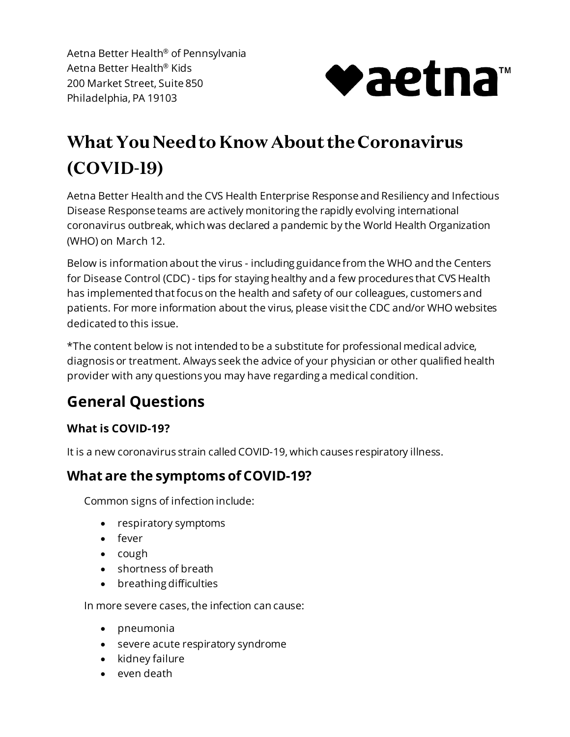Aetna Better Health® of Pennsylvania
Aetna Better Health® Kids
200 Market Street, Suite 850
Philadelphia, PA 19103

# What You Need to Know About the Coronavirus (COVID-19)

Aetna Better Health and the CVS Health Enterprise Response and Resiliency and Infectious Disease Response teams are actively monitoring the rapidly evolving international coronavirus outbreak, which was declared a pandemic by the World Health Organization (WHO) on March 12.

Below is information about the virus - including guidance from the WHO and the Centers for Disease Control (CDC) - tips for staying healthy and a few procedures that CVS Health has implemented that focus on the health and safety of our colleagues, customers and patients. For more information about the virus, please visit the CDC and/or WHO websites dedicated to this issue.

*The content below is not intended to be a substitute for professional medical advice, diagnosis or treatment. Always seek the advice of your physician or other qualified health provider with any questions you may have regarding a medical condition.

## General Questions

### What is COVID-19?

It is a new coronavirus strain called COVID-19, which causes respiratory illness.

## What are the symptoms of COVID-19?

Common signs of infection include:

- respiratory symptoms
- fever
- cough
- shortness of breath
- breathing difficulties

In more severe cases, the infection can cause:

- pneumonia
- severe acute respiratory syndrome
- kidney failure
- even death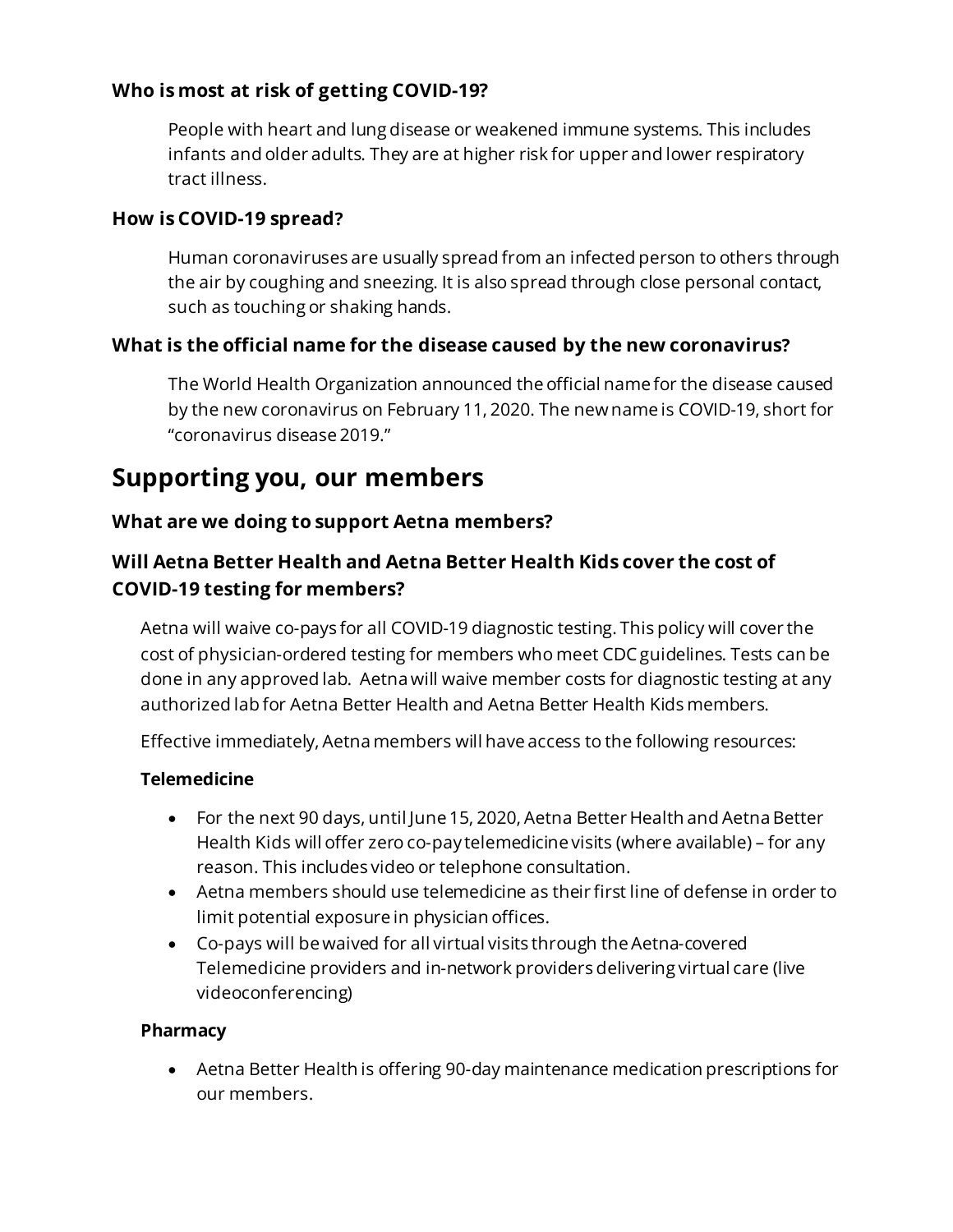### Who is most at risk of getting COVID-19?

People with heart and lung disease or weakened immune systems. This includes infants and older adults. They are at higher risk for upper and lower respiratory tract illness.

### How is COVID-19 spread?

Human coronaviruses are usually spread from an infected person to others through the air by coughing and sneezing. It is also spread through close personal contact, such as touching or shaking hands.

### What is the official name for the disease caused by the new coronavirus?

The World Health Organization announced the official name for the disease caused by the new coronavirus on February 11, 2020. The new name is COVID-19, short for "coronavirus disease 2019."

## Supporting you, our members

### What are we doing to support Aetna members?

### Will Aetna Better Health and Aetna Better Health Kids cover the cost of COVID-19 testing for members?

Aetna will waive co-pays for all COVID-19 diagnostic testing. This policy will cover the cost of physician-ordered testing for members who meet CDC guidelines. Tests can be done in any approved lab. Aetna will waive member costs for diagnostic testing at any authorized lab for Aetna Better Health and Aetna Better Health Kids members.

Effective immediately, Aetna members will have access to the following resources:

**Telemedicine**

- For the next 90 days, until June 15, 2020, Aetna Better Health and Aetna Better Health Kids will offer zero co-pay telemedicine visits (where available) – for any reason. This includes video or telephone consultation.
- Aetna members should use telemedicine as their first line of defense in order to limit potential exposure in physician offices.
- Co-pays will be waived for all virtual visits through the Aetna-covered Telemedicine providers and in-network providers delivering virtual care (live videoconferencing)

**Pharmacy**

- Aetna Better Health is offering 90-day maintenance medication prescriptions for our members.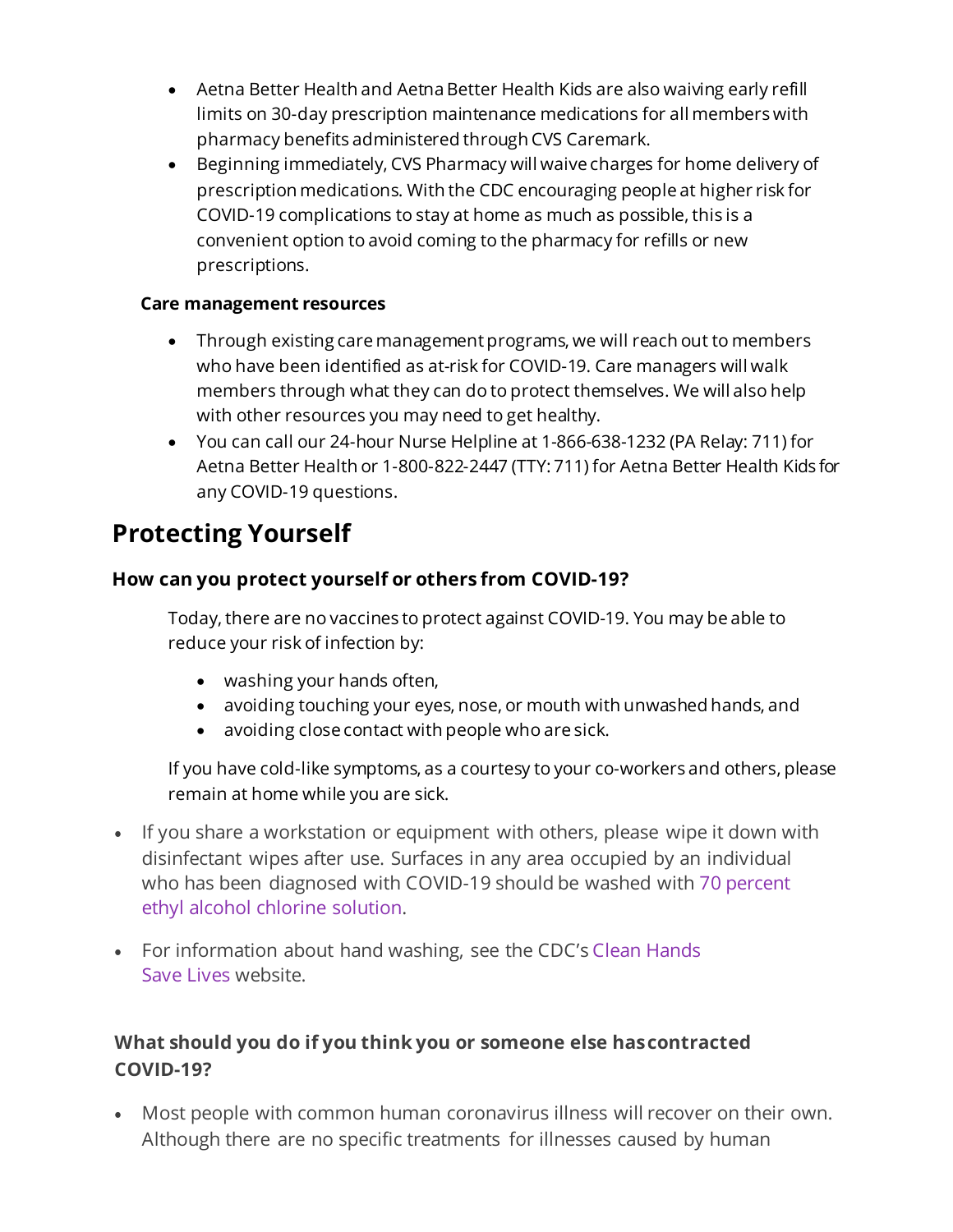- Aetna Better Health and Aetna Better Health Kids are also waiving early refill limits on 30-day prescription maintenance medications for all members with pharmacy benefits administered through CVS Caremark.
- Beginning immediately, CVS Pharmacy will waive charges for home delivery of prescription medications. With the CDC encouraging people at higher risk for COVID-19 complications to stay at home as much as possible, this is a convenient option to avoid coming to the pharmacy for refills or new prescriptions.

**Care management resources**

- Through existing care management programs, we will reach out to members who have been identified as at-risk for COVID-19. Care managers will walk members through what they can do to protect themselves. We will also help with other resources you may need to get healthy.
- You can call our 24-hour Nurse Helpline at 1-866-638-1232 (PA Relay: 711) for Aetna Better Health or 1-800-822-2447 (TTY: 711) for Aetna Better Health Kids for any COVID-19 questions.

## Protecting Yourself

### How can you protect yourself or others from COVID-19?

Today, there are no vaccines to protect against COVID-19. You may be able to reduce your risk of infection by:

- washing your hands often,
- avoiding touching your eyes, nose, or mouth with unwashed hands, and
- avoiding close contact with people who are sick.

If you have cold-like symptoms, as a courtesy to your co-workers and others, please remain at home while you are sick.

- If you share a workstation or equipment with others, please wipe it down with disinfectant wipes after use. Surfaces in any area occupied by an individual who has been diagnosed with COVID-19 should be washed with 70 percent ethyl alcohol chlorine solution.
- For information about hand washing, see the CDC's Clean Hands Save Lives website.

### What should you do if you think you or someone else has contracted COVID-19?

- Most people with common human coronavirus illness will recover on their own. Although there are no specific treatments for illnesses caused by human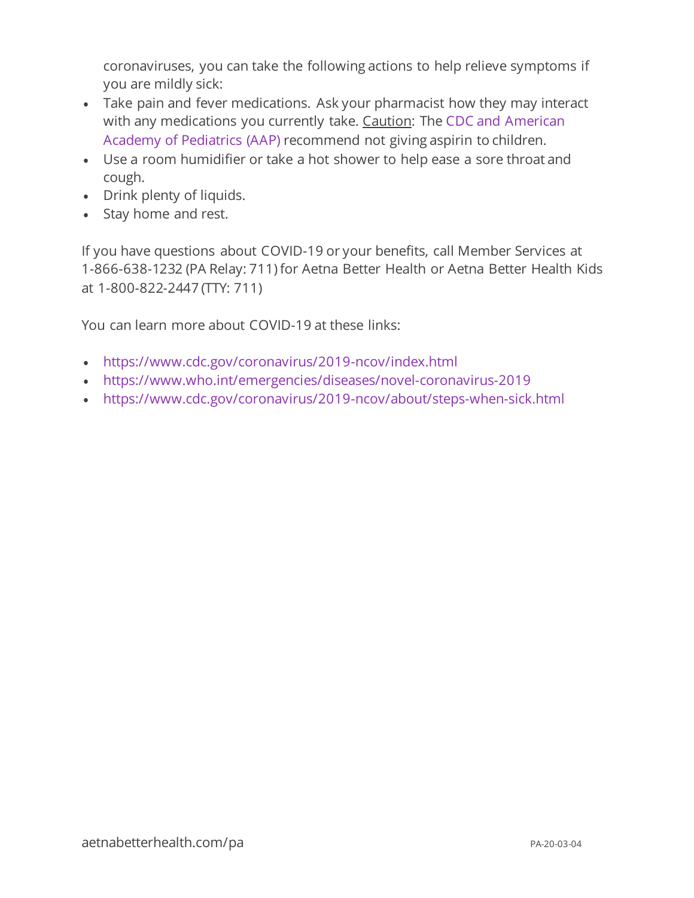coronaviruses, you can take the following actions to help relieve symptoms if you are mildly sick:

- Take pain and fever medications. Ask your pharmacist how they may interact with any medications you currently take. Caution: The CDC and American Academy of Pediatrics (AAP) recommend not giving aspirin to children.
- Use a room humidifier or take a hot shower to help ease a sore throat and cough.
- Drink plenty of liquids.
- Stay home and rest.

If you have questions about COVID-19 or your benefits, call Member Services at 1-866-638-1232 (PA Relay: 711) for Aetna Better Health or Aetna Better Health Kids at 1-800-822-2447 (TTY: 711)

You can learn more about COVID-19 at these links:

- https://www.cdc.gov/coronavirus/2019-ncov/index.html
- https://www.who.int/emergencies/diseases/novel-coronavirus-2019
- https://www.cdc.gov/coronavirus/2019-ncov/about/steps-when-sick.html

aetnabetterhealth.com/pa

PA-20-03-04